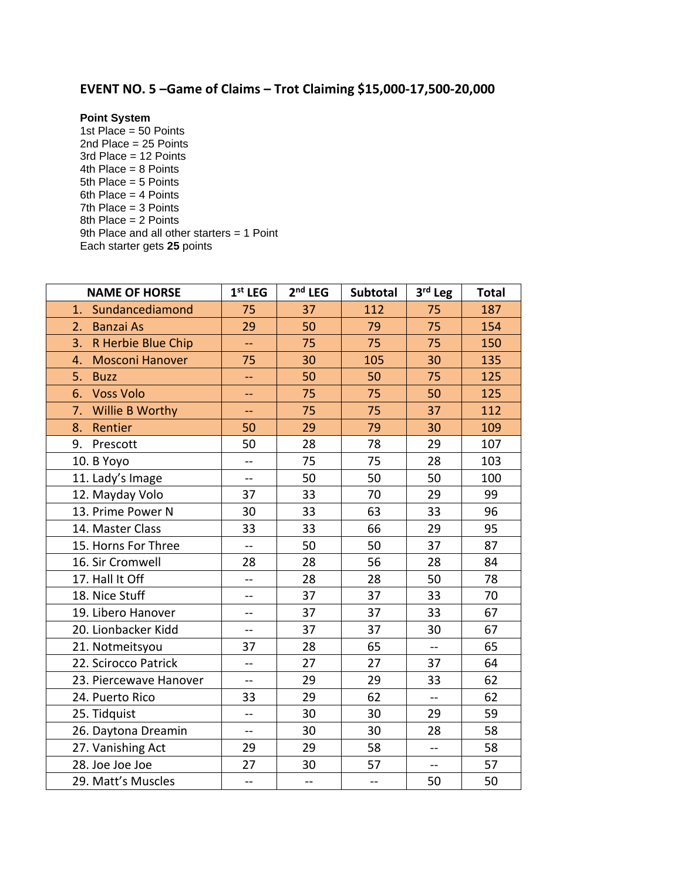## EVENT NO. 5 –Game of Claims – Trot Claiming $15,000-17,500-20,000

**Point System**
1st Place = 50 Points
2nd Place = 25 Points
3rd Place = 12 Points
4th Place = 8 Points
5th Place = 5 Points
6th Place = 4 Points
7th Place = 3 Points
8th Place = 2 Points
9th Place and all other starters = 1 Point
Each starter gets **25** points

| NAME OF HORSE | 1st LEG | 2nd LEG | Subtotal | 3rd Leg | Total |
|---|---|---|---|---|---|
| 1. Sundancediamond | 75 | 37 | 112 | 75 | 187 |
| 2. Banzai As | 29 | 50 | 79 | 75 | 154 |
| 3. R Herbie Blue Chip | -- | 75 | 75 | 75 | 150 |
| 4. Mosconi Hanover | 75 | 30 | 105 | 30 | 135 |
| 5. Buzz | -- | 50 | 50 | 75 | 125 |
| 6. Voss Volo | -- | 75 | 75 | 50 | 125 |
| 7. Willie B Worthy | -- | 75 | 75 | 37 | 112 |
| 8. Rentier | 50 | 29 | 79 | 30 | 109 |
| 9. Prescott | 50 | 28 | 78 | 29 | 107 |
| 10. B Yoyo | -- | 75 | 75 | 28 | 103 |
| 11. Lady's Image | -- | 50 | 50 | 50 | 100 |
| 12. Mayday Volo | 37 | 33 | 70 | 29 | 99 |
| 13. Prime Power N | 30 | 33 | 63 | 33 | 96 |
| 14. Master Class | 33 | 33 | 66 | 29 | 95 |
| 15. Horns For Three | -- | 50 | 50 | 37 | 87 |
| 16. Sir Cromwell | 28 | 28 | 56 | 28 | 84 |
| 17. Hall It Off | -- | 28 | 28 | 50 | 78 |
| 18. Nice Stuff | -- | 37 | 37 | 33 | 70 |
| 19. Libero Hanover | -- | 37 | 37 | 33 | 67 |
| 20. Lionbacker Kidd | -- | 37 | 37 | 30 | 67 |
| 21. Notmeitsyou | 37 | 28 | 65 | -- | 65 |
| 22. Scirocco Patrick | -- | 27 | 27 | 37 | 64 |
| 23. Piercewave Hanover | -- | 29 | 29 | 33 | 62 |
| 24. Puerto Rico | 33 | 29 | 62 | -- | 62 |
| 25. Tidquist | -- | 30 | 30 | 29 | 59 |
| 26. Daytona Dreamin | -- | 30 | 30 | 28 | 58 |
| 27. Vanishing Act | 29 | 29 | 58 | -- | 58 |
| 28. Joe Joe Joe | 27 | 30 | 57 | -- | 57 |
| 29. Matt's Muscles | -- | -- | -- | 50 | 50 |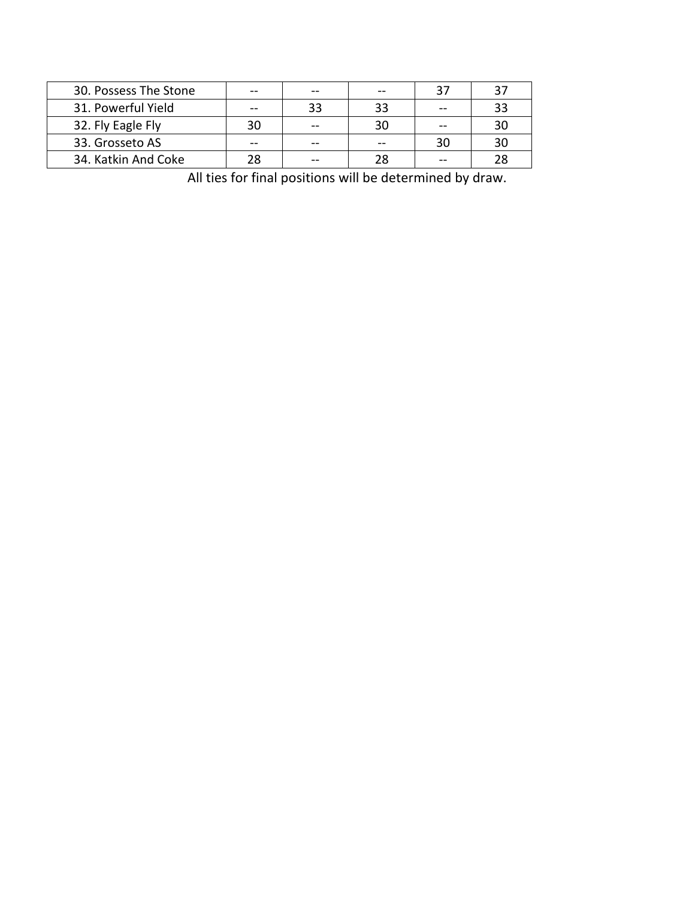| | | | | | |
|---|---|---|---|---|---|
| 30. Possess The Stone | -- | -- | -- | 37 | 37 |
| 31. Powerful Yield | -- | 33 | 33 | -- | 33 |
| 32. Fly Eagle Fly | 30 | -- | 30 | -- | 30 |
| 33. Grosseto AS | -- | -- | -- | 30 | 30 |
| 34. Katkin And Coke | 28 | -- | 28 | -- | 28 |

All ties for final positions will be determined by draw.